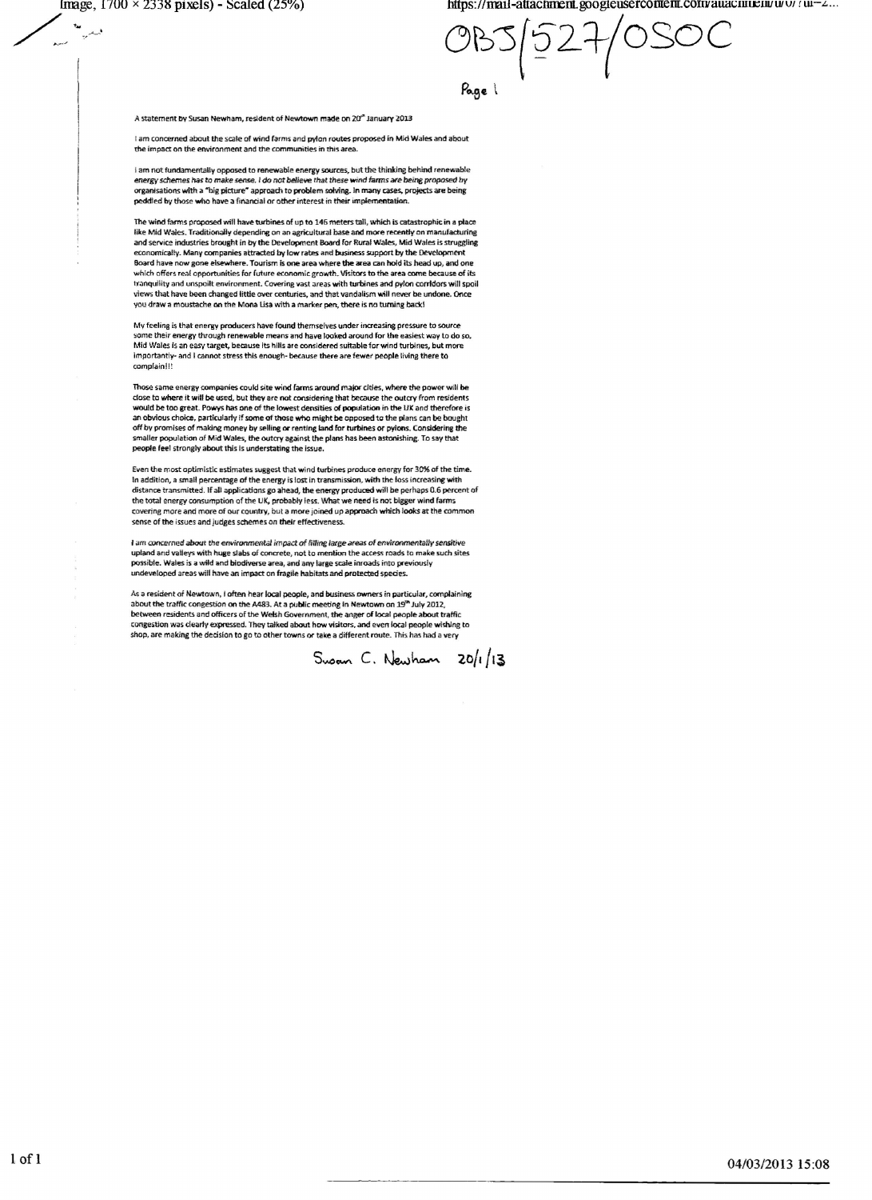OBJ/527/OSOC

Page 1

A statement by Susan Newham, resident of Newtown made on 20th January 2013

I am concerned about the scale of wind farms and pylon routes proposed in Mid Wales and about the impact on the environment and the communities in this area.

I am not fundamentally opposed to renewable energy sources, but the thinking behind renewable energy schemes has to make sense. I do not believe that these wind farms are being proposed by organisations with a "big picture" approach to problem solving. In many cases, projects are being peddled by those who have a financial or other interest in their implementation.

The wind farms proposed will have turbines of up to 146 meters tall, which is catastrophic in a place like Mid Wales. Traditionally depending on an agricultural base and more recently on manufacturing and service industries brought in by the Development Board for Rural Wales, Mid Wales is struggling economically. Many companies attracted by low rates and business support by the Development Board have now gone elsewhere. Tourism is one area where the area can hold its head up, and one which offers real opportunities for future economic growth. Visitors to the area come because of its tranquility and unspoilt environment. Covering vast areas with turbines and pylon corridors will spoil views that have been changed little over centuries, and that vandalism will never be undone. Once you draw a moustache on the Mona Lisa with a marker pen, there is no turning back!

My feeling is that energy producers have found themselves under increasing pressure to source some their energy through renewable means and have looked around for the easiest way to do so. Mid Wales is an easy target, because its hills are considered suitable for wind turbines, but more importantly- and I cannot stress this enough- because there are fewer people living there to complain!!!

Those same energy companies could site wind farms around major cities, where the power will be close to where it will be used, but they are not considering that because the outcry from residents would be too great. Powys has one of the lowest densities of population in the UK and therefore is an obvious choice, particularly if some of those who might be opposed to the plans can be bought off by promises of making money by selling or renting land for turbines or pylons. Considering the smaller population of Mid Wales, the outcry against the plans has been astonishing. To say that people feel strongly about this is understating the issue.

Even the most optimistic estimates suggest that wind turbines produce energy for 30% of the time. In addition, a small percentage of the energy is lost in transmission, with the loss increasing with distance transmitted. If all applications go ahead, the energy produced will be perhaps 0.6 percent of the total energy consumption of the UK, probably less. What we need is not bigger wind farms covering more and more of our country, but a more joined up approach which looks at the common sense of the issues and judges schemes on their effectiveness.

I am concerned about the environmental impact of filling large areas of environmentally sensitive upland and valleys with huge slabs of concrete, not to mention the access roads to make such sites possible. Wales is a wild and biodiverse area, and any large scale inroads into previously undeveloped areas will have an impact on fragile habitats and protected species.

As a resident of Newtown, I often hear local people, and business owners in particular, complaining about the traffic congestion on the A483. At a public meeting in Newtown on 19th July 2012, between residents and officers of the Welsh Government, the anger of local people about traffic congestion was clearly expressed. They talked about how visitors, and even local people wishing to shop, are making the decision to go to other towns or take a different route. This has had a very

Susan C. Newham 20/1/13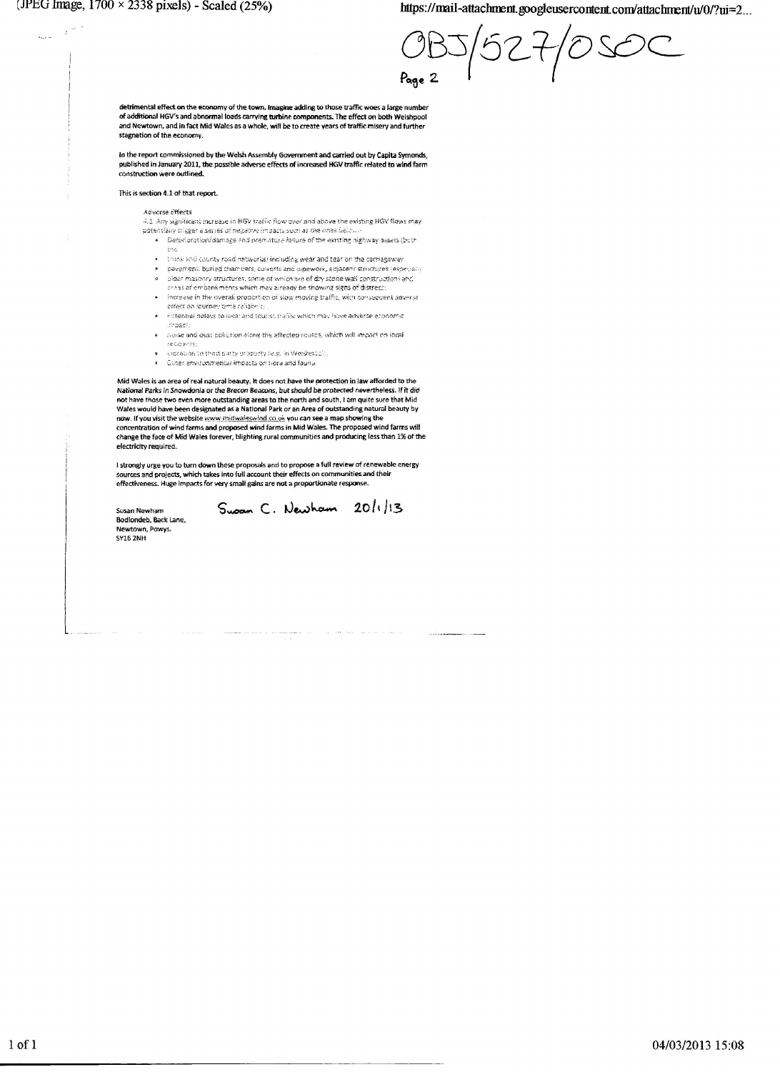OBJ/527/050C

Page 2

detrimental effect on the economy of the town. Imagine adding to those traffic woes a large number of additional HGV's and abnormal loads carrying turbine components. The effect on both Welshpool and Newtown, and in fact Mid Wales as a whole, will be to create years of traffic misery and further stagnation of the economy.

In the report commissioned by the Welsh Assembly Government and carried out by Capita Symonds, published in January 2011, the possible adverse effects of increased HGV traffic related to wind farm construction were outlined.

This is section 4.1 of that report.

> Adverse Effects
>
> 4.1 Any significant increase in HGV traffic flow over and above the existing HGV flows may potentially trigger a series of negative impacts such as the ones below:-
>
> - Deterioration/damage and premature failure of the existing highway assets (both the
> - trunk and county road networks) including wear and tear on the carriageway
> - pavement, buried chambers, culverts and pipework, adjacent structures (especially
> - older masonry structures, some of which are of dry stone wall construction) and areas of embankments which may already be showing signs of distress;
> - Increase in the overall proportion of slow moving traffic, with consequent adverse effect on journey time reliability;
> - Potential delays to local and tourist traffic which may have adverse economic impact;
> - Noise and dust pollution along the affected routes, which will impact on local residents;
> - Vibration to third party property (e.g. in Welshpool);
> - Other environmental impacts on flora and fauna.

Mid Wales is an area of real natural beauty. It does not have the protection in law afforded to the National Parks in Snowdonia or the Brecon Beacons, but should be protected nevertheless. If it did not have those two even more outstanding areas to the north and south, I am quite sure that Mid Wales would have been designated as a National Park or an Area of outstanding natural beauty by now. If you visit the website www.midwaleswind.co.uk you can see a map showing the concentration of wind farms and proposed wind farms in Mid Wales. The proposed wind farms will change the face of Mid Wales forever, blighting rural communities and producing less than 1% of the electricity required.

I strongly urge you to turn down these proposals and to propose a full review of renewable energy sources and projects, which takes into full account their effects on communities and their effectiveness. Huge impacts for very small gains are not a proportionate response.

Susan Newham
Bodlondeb, Back Lane,
Newtown, Powys.
SY16 2NH

Susan C. Newham 20/1/13